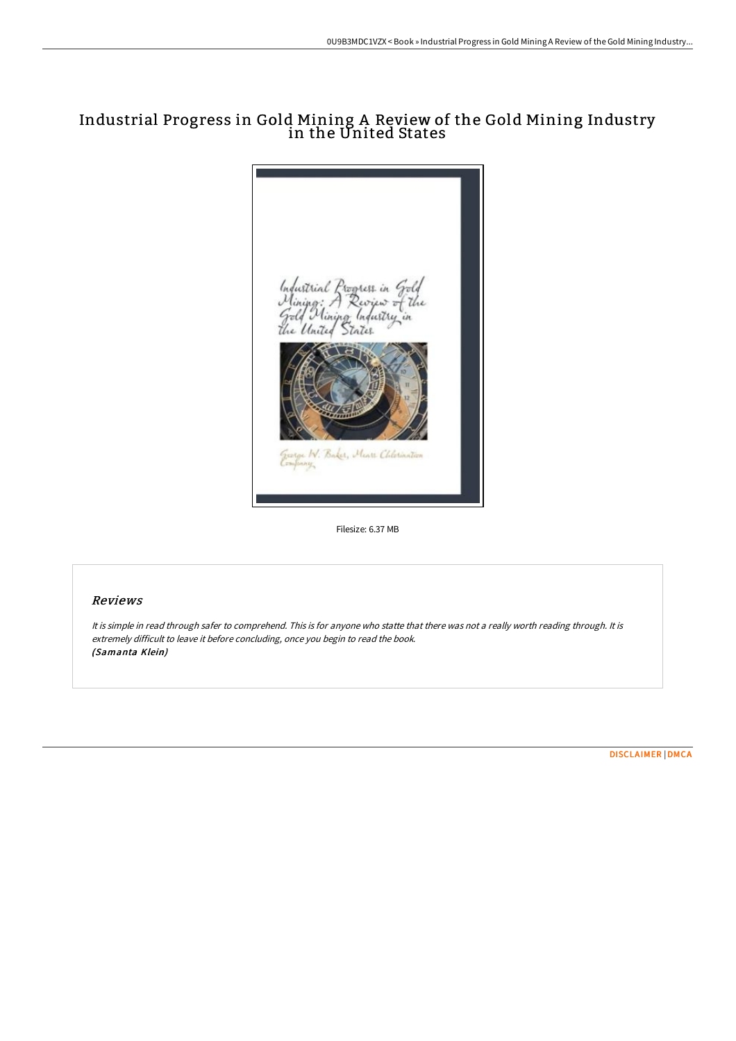# Industrial Progress in Gold Mining A Review of the Gold Mining Industry in the United States

Filesize: 6.37 MB

## Reviews

*It is simple in read through safer to comprehend. This is for anyone who statte that there was not a really worth reading through. It is extremely difficult to leave it before concluding, once you begin to read the book.*
***(Samanta Klein)***

DISCLAIMER | DMCA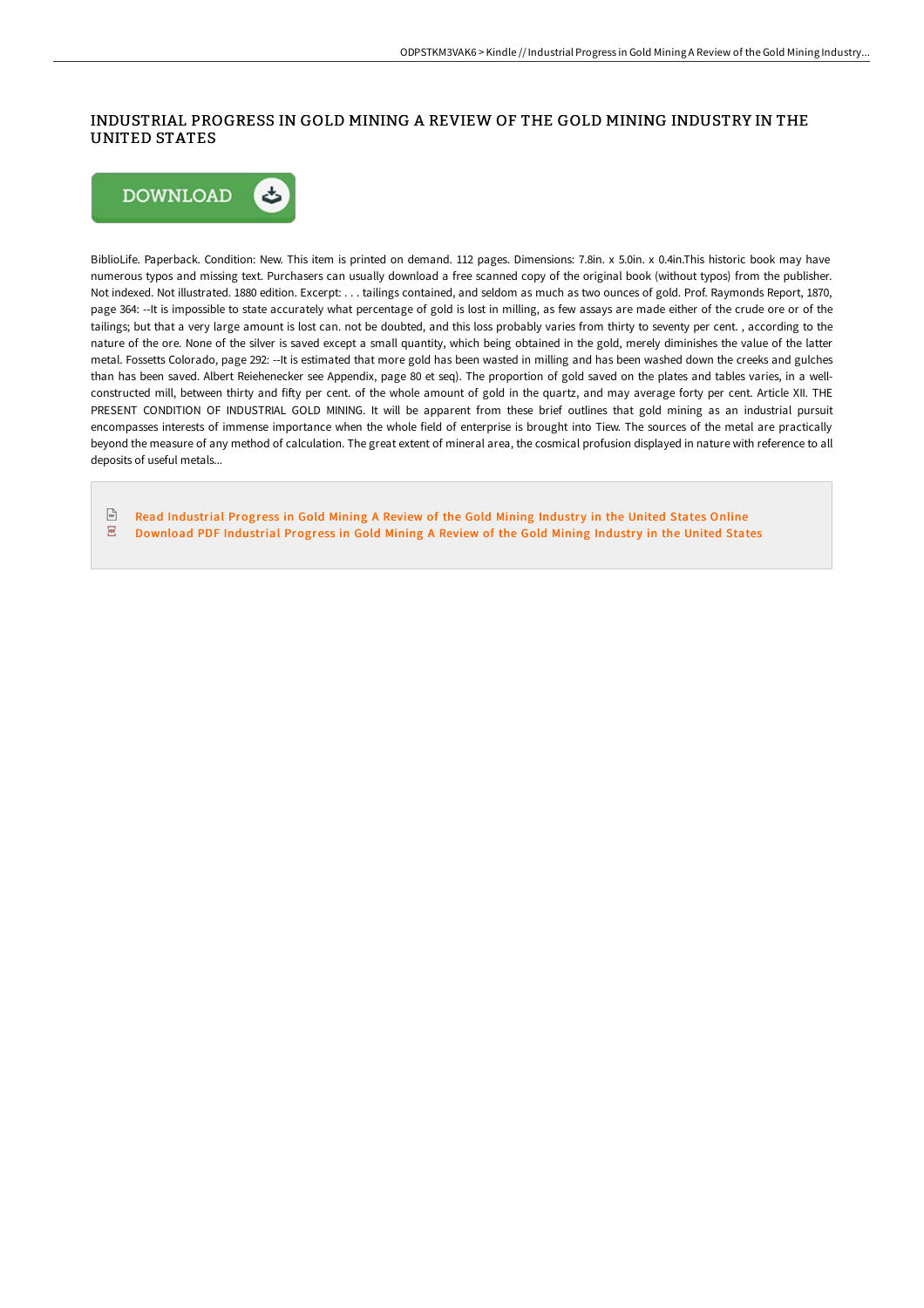# INDUSTRIAL PROGRESS IN GOLD MINING A REVIEW OF THE GOLD MINING INDUSTRY IN THE UNITED STATES

DOWNLOAD

BiblioLife. Paperback. Condition: New. This item is printed on demand. 112 pages. Dimensions: 7.8in. x 5.0in. x 0.4in.This historic book may have numerous typos and missing text. Purchasers can usually download a free scanned copy of the original book (without typos) from the publisher. Not indexed. Not illustrated. 1880 edition. Excerpt: . . . tailings contained, and seldom as much as two ounces of gold. Prof. Raymonds Report, 1870, page 364: --It is impossible to state accurately what percentage of gold is lost in milling, as few assays are made either of the crude ore or of the tailings; but that a very large amount is lost can. not be doubted, and this loss probably varies from thirty to seventy per cent. , according to the nature of the ore. None of the silver is saved except a small quantity, which being obtained in the gold, merely diminishes the value of the latter metal. Fossetts Colorado, page 292: --It is estimated that more gold has been wasted in milling and has been washed down the creeks and gulches than has been saved. Albert Reiehenecker see Appendix, page 80 et seq). The proportion of gold saved on the plates and tables varies, in a well-constructed mill, between thirty and fifty per cent. of the whole amount of gold in the quartz, and may average forty per cent. Article XII. THE PRESENT CONDITION OF INDUSTRIAL GOLD MINING. It will be apparent from these brief outlines that gold mining as an industrial pursuit encompasses interests of immense importance when the whole field of enterprise is brought into Tiew. The sources of the metal are practically beyond the measure of any method of calculation. The great extent of mineral area, the cosmical profusion displayed in nature with reference to all deposits of useful metals...

- Read Industrial Progress in Gold Mining A Review of the Gold Mining Industry in the United States Online
- Download PDF Industrial Progress in Gold Mining A Review of the Gold Mining Industry in the United States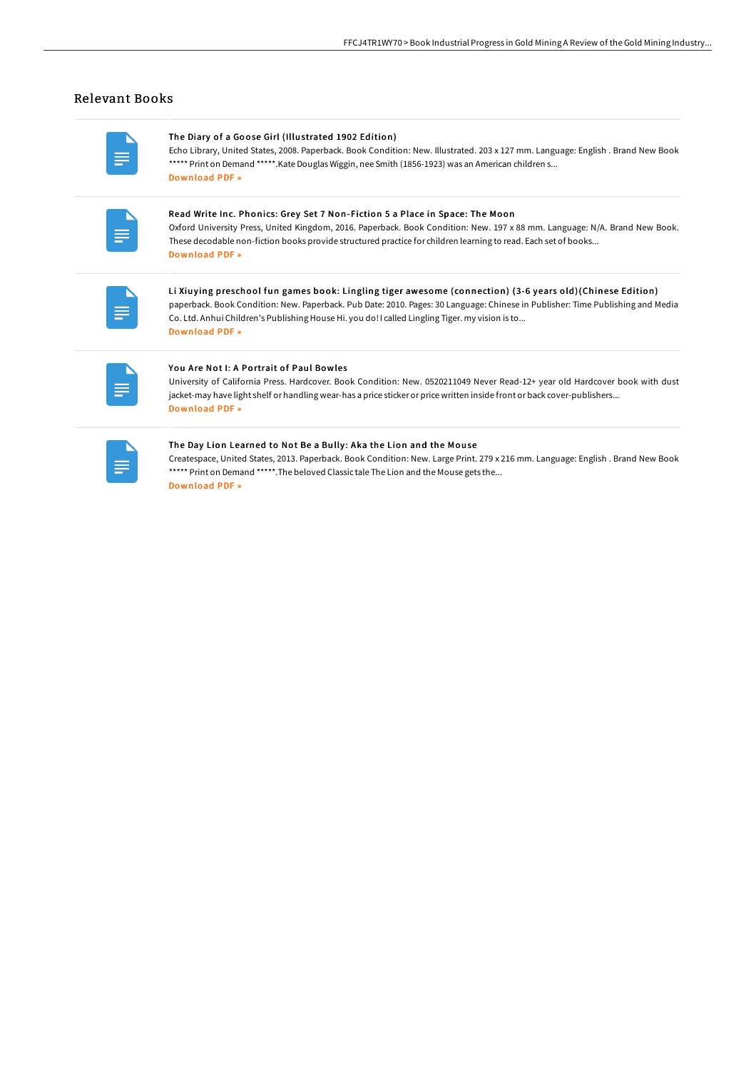## Relevant Books

### The Diary of a Goose Girl (Illustrated 1902 Edition)

Echo Library, United States, 2008. Paperback. Book Condition: New. Illustrated. 203 x 127 mm. Language: English . Brand New Book ***** Print on Demand *****.Kate Douglas Wiggin, nee Smith (1856-1923) was an American children s...

Download PDF »

### Read Write Inc. Phonics: Grey Set 7 Non-Fiction 5 a Place in Space: The Moon

Oxford University Press, United Kingdom, 2016. Paperback. Book Condition: New. 197 x 88 mm. Language: N/A. Brand New Book. These decodable non-fiction books provide structured practice for children learning to read. Each set of books...

Download PDF »

### Li Xiuying preschool fun games book: Lingling tiger awesome (connection) (3-6 years old)(Chinese Edition)

paperback. Book Condition: New. Paperback. Pub Date: 2010. Pages: 30 Language: Chinese in Publisher: Time Publishing and Media Co. Ltd. Anhui Children's Publishing House Hi. you do! I called Lingling Tiger. my vision is to...

Download PDF »

### You Are Not I: A Portrait of Paul Bowles

University of California Press. Hardcover. Book Condition: New. 0520211049 Never Read-12+ year old Hardcover book with dust jacket-may have light shelf or handling wear-has a price sticker or price written inside front or back cover-publishers...

Download PDF »

### The Day Lion Learned to Not Be a Bully: Aka the Lion and the Mouse

Createspace, United States, 2013. Paperback. Book Condition: New. Large Print. 279 x 216 mm. Language: English . Brand New Book ***** Print on Demand *****.The beloved Classic tale The Lion and the Mouse gets the...

Download PDF »